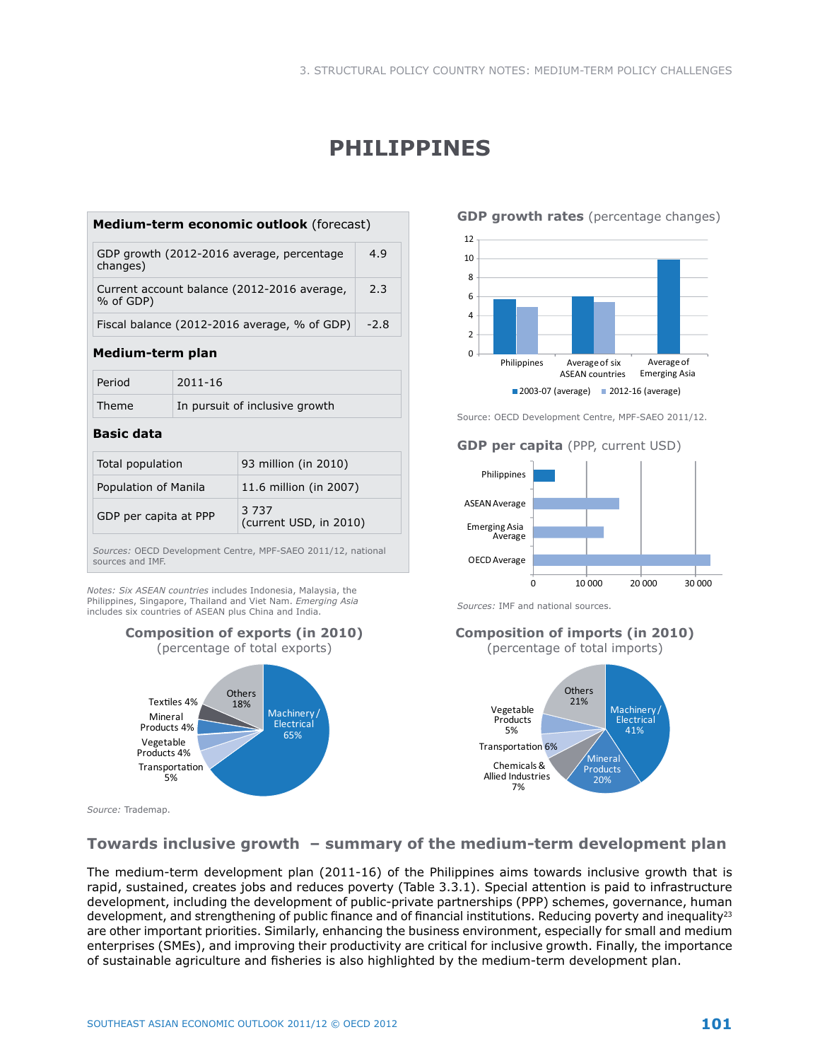# PHILIPPINES

**Medium-term economic outlook** (forecast)

| | |
|---|---|
| GDP growth (2012-2016 average, percentage changes) | 4.9 |
| Current account balance (2012-2016 average, % of GDP) | 2.3 |
| Fiscal balance (2012-2016 average, % of GDP) | -2.8 |

**Medium-term plan**

| | |
|---|---|
| Period | 2011-16 |
| Theme | In pursuit of inclusive growth |

**Basic data**

| | |
|---|---|
| Total population | 93 million (in 2010) |
| Population of Manila | 11.6 million (in 2007) |
| GDP per capita at PPP | 3 737 (current USD, in 2010) |

*Sources:* OECD Development Centre, MPF-SAEO 2011/12, national sources and IMF.

Notes: *Six ASEAN countries* includes Indonesia, Malaysia, the Philippines, Singapore, Thailand and Viet Nam. *Emerging Asia* includes six countries of ASEAN plus China and India.

**GDP growth rates** (percentage changes)

| | 2003-07 (average) | 2012-16 (average) |
|---|---|---|
| Philippines | 5.7 | 4.9 |
| Average of six ASEAN countries | 6.0 | 5.4 |
| Average of Emerging Asia | 9.9 | |

Source: OECD Development Centre, MPF-SAEO 2011/12.

**GDP per capita** (PPP, current USD)

Philippines; ASEAN Average; Emerging Asia Average; OECD Average

*Sources:* IMF and national sources.

**Composition of exports (in 2010)**
(percentage of total exports)

| Category | % |
|---|---|
| Machinery / Electrical | 65% |
| Others | 18% |
| Textiles | 4% |
| Mineral Products | 4% |
| Vegetable Products | 4% |
| Transportation | 5% |

**Composition of imports (in 2010)**
(percentage of total imports)

| Category | % |
|---|---|
| Machinery / Electrical | 41% |
| Mineral Products | 20% |
| Chemicals & Allied Industries | 7% |
| Transportation | 6% |
| Vegetable Products | 5% |
| Others | 21% |

*Source:* Trademap.

## Towards inclusive growth – summary of the medium-term development plan

The medium-term development plan (2011-16) of the Philippines aims towards inclusive growth that is rapid, sustained, creates jobs and reduces poverty (Table 3.3.1). Special attention is paid to infrastructure development, including the development of public-private partnerships (PPP) schemes, governance, human development, and strengthening of public finance and of financial institutions. Reducing poverty and inequality[23] are other important priorities. Similarly, enhancing the business environment, especially for small and medium enterprises (SMEs), and improving their productivity are critical for inclusive growth. Finally, the importance of sustainable agriculture and fisheries is also highlighted by the medium-term development plan.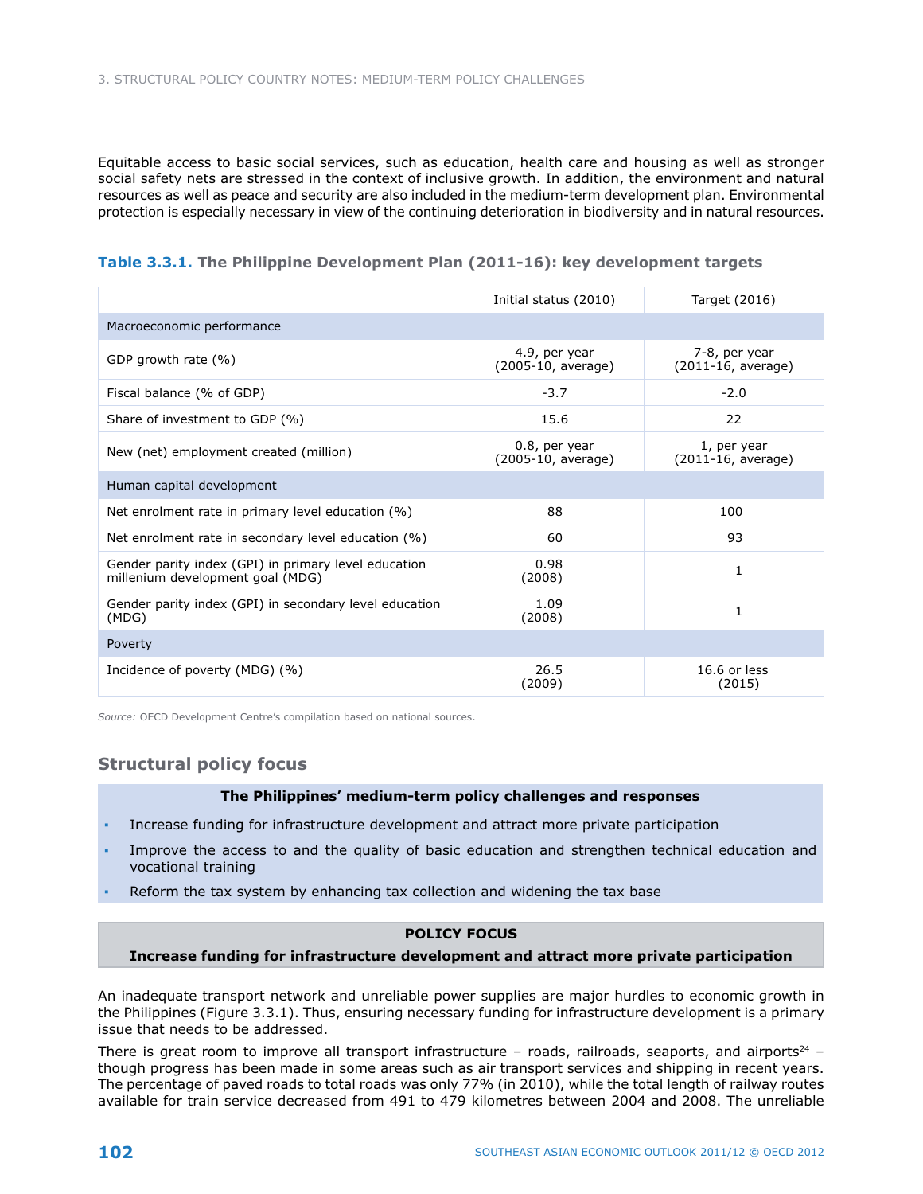Equitable access to basic social services, such as education, health care and housing as well as stronger social safety nets are stressed in the context of inclusive growth. In addition, the environment and natural resources as well as peace and security are also included in the medium-term development plan. Environmental protection is especially necessary in view of the continuing deterioration in biodiversity and in natural resources.

**Table 3.3.1. The Philippine Development Plan (2011-16): key development targets**

| | Initial status (2010) | Target (2016) |
|---|---|---|
| Macroeconomic performance | | |
| GDP growth rate (%) | 4.9, per year (2005-10, average) | 7-8, per year (2011-16, average) |
| Fiscal balance (% of GDP) | -3.7 | -2.0 |
| Share of investment to GDP (%) | 15.6 | 22 |
| New (net) employment created (million) | 0.8, per year (2005-10, average) | 1, per year (2011-16, average) |
| Human capital development | | |
| Net enrolment rate in primary level education (%) | 88 | 100 |
| Net enrolment rate in secondary level education (%) | 60 | 93 |
| Gender parity index (GPI) in primary level education millenium development goal (MDG) | 0.98 (2008) | 1 |
| Gender parity index (GPI) in secondary level education (MDG) | 1.09 (2008) | 1 |
| Poverty | | |
| Incidence of poverty (MDG) (%) | 26.5 (2009) | 16.6 or less (2015) |

*Source:* OECD Development Centre's compilation based on national sources.

## Structural policy focus

**The Philippines' medium-term policy challenges and responses**

- Increase funding for infrastructure development and attract more private participation
- Improve the access to and the quality of basic education and strengthen technical education and vocational training
- Reform the tax system by enhancing tax collection and widening the tax base

**POLICY FOCUS**

**Increase funding for infrastructure development and attract more private participation**

An inadequate transport network and unreliable power supplies are major hurdles to economic growth in the Philippines (Figure 3.3.1). Thus, ensuring necessary funding for infrastructure development is a primary issue that needs to be addressed.

There is great room to improve all transport infrastructure – roads, railroads, seaports, and airports[24] – though progress has been made in some areas such as air transport services and shipping in recent years. The percentage of paved roads to total roads was only 77% (in 2010), while the total length of railway routes available for train service decreased from 491 to 479 kilometres between 2004 and 2008. The unreliable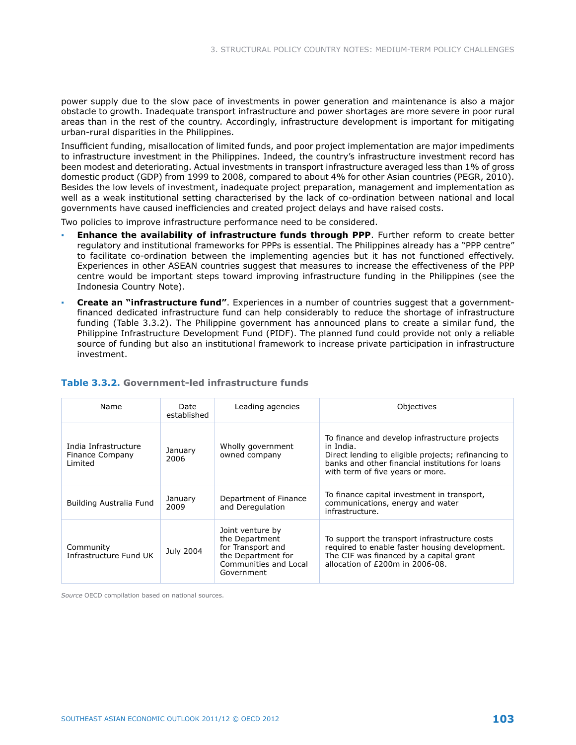power supply due to the slow pace of investments in power generation and maintenance is also a major obstacle to growth. Inadequate transport infrastructure and power shortages are more severe in poor rural areas than in the rest of the country. Accordingly, infrastructure development is important for mitigating urban-rural disparities in the Philippines.

Insufficient funding, misallocation of limited funds, and poor project implementation are major impediments to infrastructure investment in the Philippines. Indeed, the country's infrastructure investment record has been modest and deteriorating. Actual investments in transport infrastructure averaged less than 1% of gross domestic product (GDP) from 1999 to 2008, compared to about 4% for other Asian countries (PEGR, 2010). Besides the low levels of investment, inadequate project preparation, management and implementation as well as a weak institutional setting characterised by the lack of co-ordination between national and local governments have caused inefficiencies and created project delays and have raised costs.

Two policies to improve infrastructure performance need to be considered.

- **Enhance the availability of infrastructure funds through PPP**. Further reform to create better regulatory and institutional frameworks for PPPs is essential. The Philippines already has a "PPP centre" to facilitate co-ordination between the implementing agencies but it has not functioned effectively. Experiences in other ASEAN countries suggest that measures to increase the effectiveness of the PPP centre would be important steps toward improving infrastructure funding in the Philippines (see the Indonesia Country Note).
- **Create an "infrastructure fund"**. Experiences in a number of countries suggest that a government-financed dedicated infrastructure fund can help considerably to reduce the shortage of infrastructure funding (Table 3.3.2). The Philippine government has announced plans to create a similar fund, the Philippine Infrastructure Development Fund (PIDF). The planned fund could provide not only a reliable source of funding but also an institutional framework to increase private participation in infrastructure investment.

**Table 3.3.2. Government-led infrastructure funds**

| Name | Date established | Leading agencies | Objectives |
|---|---|---|---|
| India Infrastructure Finance Company Limited | January 2006 | Wholly government owned company | To finance and develop infrastructure projects in India. Direct lending to eligible projects; refinancing to banks and other financial institutions for loans with term of five years or more. |
| Building Australia Fund | January 2009 | Department of Finance and Deregulation | To finance capital investment in transport, communications, energy and water infrastructure. |
| Community Infrastructure Fund UK | July 2004 | Joint venture by the Department for Transport and the Department for Communities and Local Government | To support the transport infrastructure costs required to enable faster housing development. The CIF was financed by a capital grant allocation of £200m in 2006-08. |

*Source* OECD compilation based on national sources.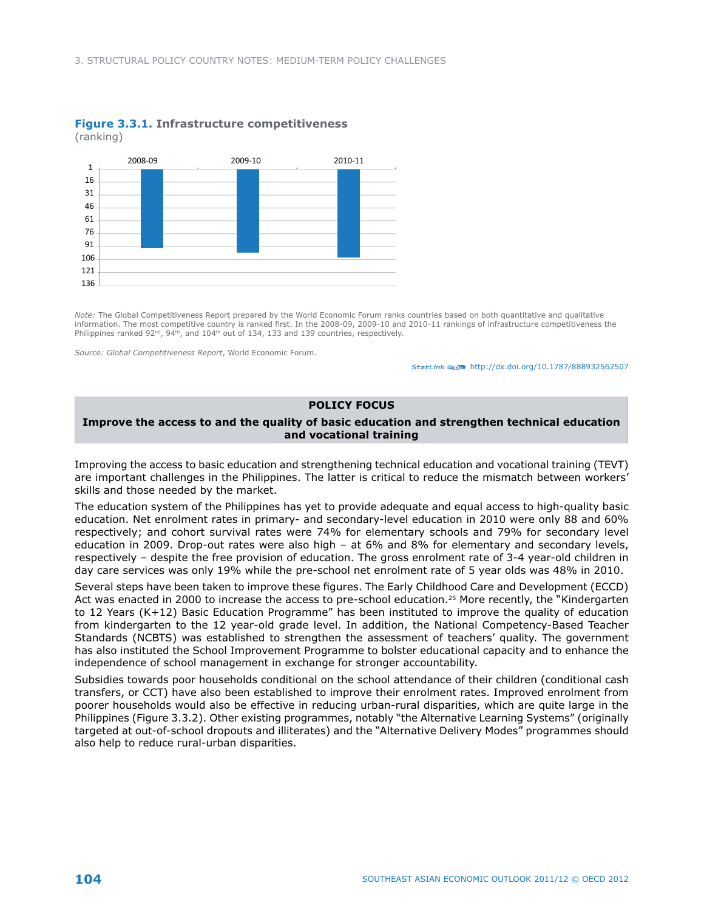**Figure 3.3.1.** **Infrastructure competitiveness**
(ranking)

*Note:* The Global Competitiveness Report prepared by the World Economic Forum ranks countries based on both quantitative and qualitative information. The most competitive country is ranked first. In the 2008-09, 2009-10 and 2010-11 rankings of infrastructure competitiveness the Philippines ranked 92nd, 94th, and 104th out of 134, 133 and 139 countries, respectively.

*Source: Global Competitiveness Report*, World Economic Forum.

StatLink http://dx.doi.org/10.1787/888932562507

## POLICY FOCUS

### Improve the access to and the quality of basic education and strengthen technical education and vocational training

Improving the access to basic education and strengthening technical education and vocational training (TEVT) are important challenges in the Philippines. The latter is critical to reduce the mismatch between workers' skills and those needed by the market.

The education system of the Philippines has yet to provide adequate and equal access to high-quality basic education. Net enrolment rates in primary- and secondary-level education in 2010 were only 88 and 60% respectively; and cohort survival rates were 74% for elementary schools and 79% for secondary level education in 2009. Drop-out rates were also high – at 6% and 8% for elementary and secondary levels, respectively – despite the free provision of education. The gross enrolment rate of 3-4 year-old children in day care services was only 19% while the pre-school net enrolment rate of 5 year olds was 48% in 2010.

Several steps have been taken to improve these figures. The Early Childhood Care and Development (ECCD) Act was enacted in 2000 to increase the access to pre-school education.[25] More recently, the "Kindergarten to 12 Years (K+12) Basic Education Programme" has been instituted to improve the quality of education from kindergarten to the 12 year-old grade level. In addition, the National Competency-Based Teacher Standards (NCBTS) was established to strengthen the assessment of teachers' quality. The government has also instituted the School Improvement Programme to bolster educational capacity and to enhance the independence of school management in exchange for stronger accountability.

Subsidies towards poor households conditional on the school attendance of their children (conditional cash transfers, or CCT) have also been established to improve their enrolment rates. Improved enrolment from poorer households would also be effective in reducing urban-rural disparities, which are quite large in the Philippines (Figure 3.3.2). Other existing programmes, notably "the Alternative Learning Systems" (originally targeted at out-of-school dropouts and illiterates) and the "Alternative Delivery Modes" programmes should also help to reduce rural-urban disparities.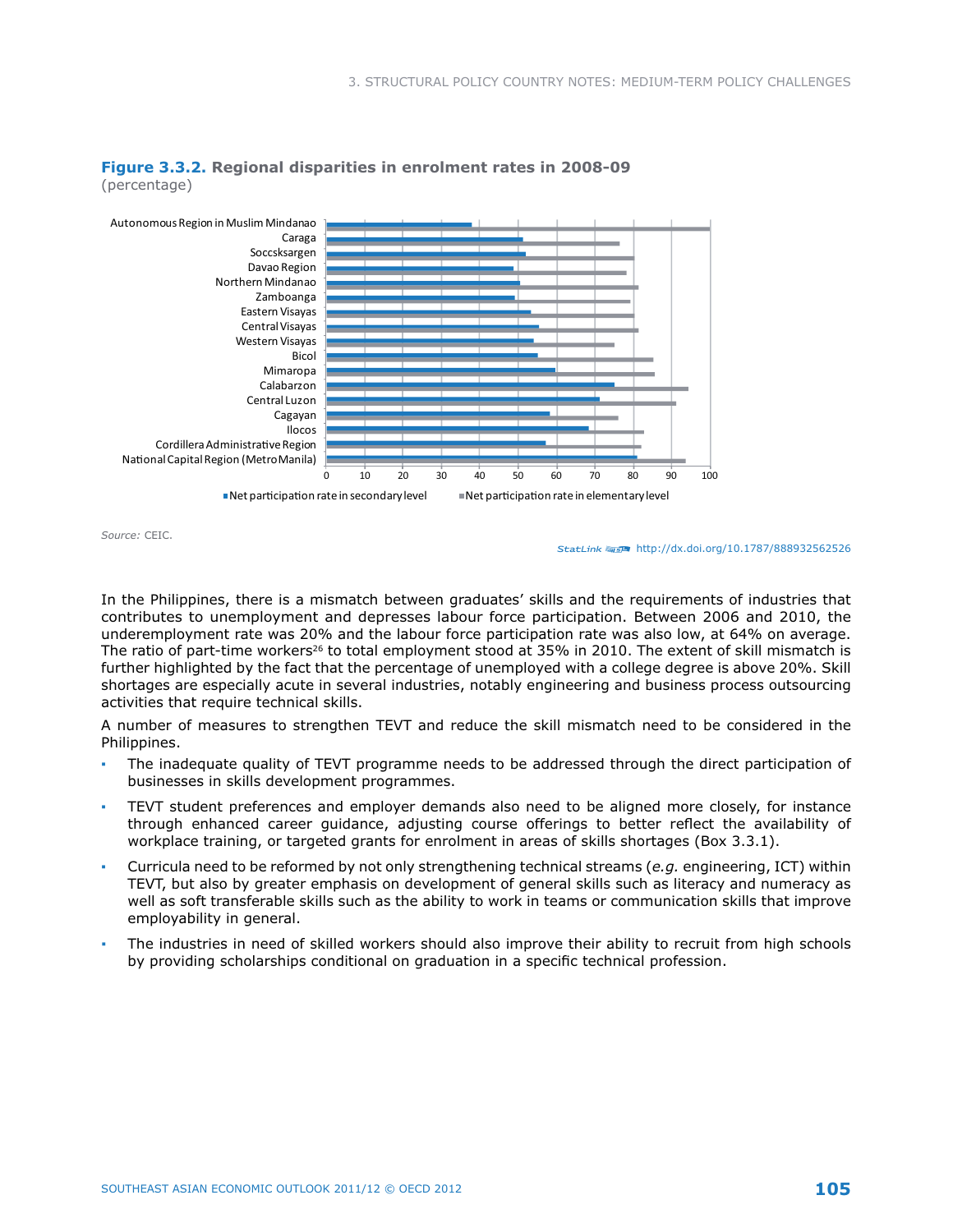**Figure 3.3.2. Regional disparities in enrolment rates in 2008-09**
(percentage)

*Source:* CEIC.

StatLink http://dx.doi.org/10.1787/888932562526

In the Philippines, there is a mismatch between graduates' skills and the requirements of industries that contributes to unemployment and depresses labour force participation. Between 2006 and 2010, the underemployment rate was 20% and the labour force participation rate was also low, at 64% on average. The ratio of part-time workers[26] to total employment stood at 35% in 2010. The extent of skill mismatch is further highlighted by the fact that the percentage of unemployed with a college degree is above 20%. Skill shortages are especially acute in several industries, notably engineering and business process outsourcing activities that require technical skills.

A number of measures to strengthen TEVT and reduce the skill mismatch need to be considered in the Philippines.

- The inadequate quality of TEVT programme needs to be addressed through the direct participation of businesses in skills development programmes.
- TEVT student preferences and employer demands also need to be aligned more closely, for instance through enhanced career guidance, adjusting course offerings to better reflect the availability of workplace training, or targeted grants for enrolment in areas of skills shortages (Box 3.3.1).
- Curricula need to be reformed by not only strengthening technical streams (*e.g.* engineering, ICT) within TEVT, but also by greater emphasis on development of general skills such as literacy and numeracy as well as soft transferable skills such as the ability to work in teams or communication skills that improve employability in general.
- The industries in need of skilled workers should also improve their ability to recruit from high schools by providing scholarships conditional on graduation in a specific technical profession.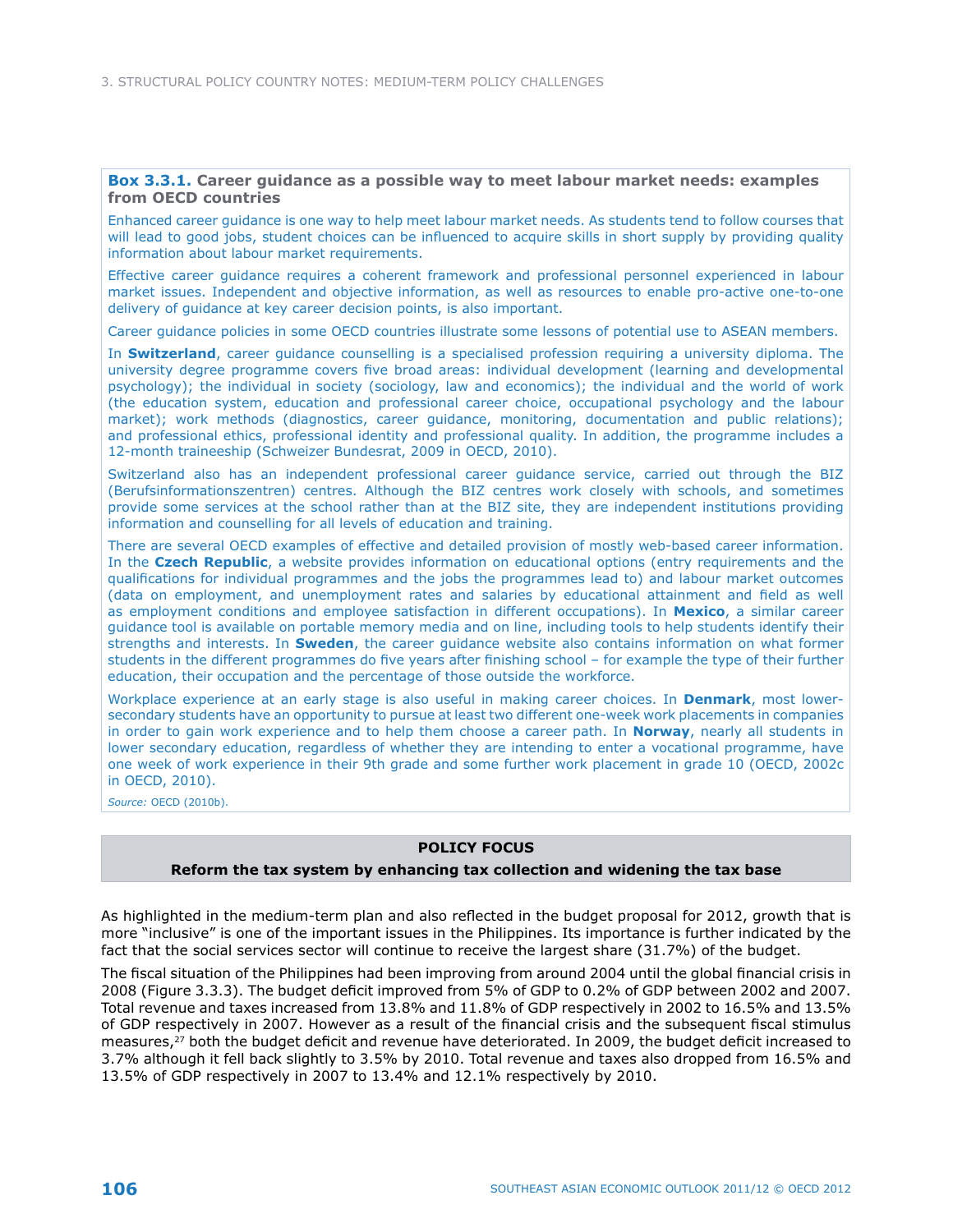**Box 3.3.1. Career guidance as a possible way to meet labour market needs: examples from OECD countries**

Enhanced career guidance is one way to help meet labour market needs. As students tend to follow courses that will lead to good jobs, student choices can be influenced to acquire skills in short supply by providing quality information about labour market requirements.

Effective career guidance requires a coherent framework and professional personnel experienced in labour market issues. Independent and objective information, as well as resources to enable pro-active one-to-one delivery of guidance at key career decision points, is also important.

Career guidance policies in some OECD countries illustrate some lessons of potential use to ASEAN members.

In **Switzerland**, career guidance counselling is a specialised profession requiring a university diploma. The university degree programme covers five broad areas: individual development (learning and developmental psychology); the individual in society (sociology, law and economics); the individual and the world of work (the education system, education and professional career choice, occupational psychology and the labour market); work methods (diagnostics, career guidance, monitoring, documentation and public relations); and professional ethics, professional identity and professional quality. In addition, the programme includes a 12-month traineeship (Schweizer Bundesrat, 2009 in OECD, 2010).

Switzerland also has an independent professional career guidance service, carried out through the BIZ (Berufsinformationszentren) centres. Although the BIZ centres work closely with schools, and sometimes provide some services at the school rather than at the BIZ site, they are independent institutions providing information and counselling for all levels of education and training.

There are several OECD examples of effective and detailed provision of mostly web-based career information. In the **Czech Republic**, a website provides information on educational options (entry requirements and the qualifications for individual programmes and the jobs the programmes lead to) and labour market outcomes (data on employment, and unemployment rates and salaries by educational attainment and field as well as employment conditions and employee satisfaction in different occupations). In **Mexico**, a similar career guidance tool is available on portable memory media and on line, including tools to help students identify their strengths and interests. In **Sweden**, the career guidance website also contains information on what former students in the different programmes do five years after finishing school – for example the type of their further education, their occupation and the percentage of those outside the workforce.

Workplace experience at an early stage is also useful in making career choices. In **Denmark**, most lower-secondary students have an opportunity to pursue at least two different one-week work placements in companies in order to gain work experience and to help them choose a career path. In **Norway**, nearly all students in lower secondary education, regardless of whether they are intending to enter a vocational programme, have one week of work experience in their 9th grade and some further work placement in grade 10 (OECD, 2002c in OECD, 2010).

*Source:* OECD (2010b).

## POLICY FOCUS

### Reform the tax system by enhancing tax collection and widening the tax base

As highlighted in the medium-term plan and also reflected in the budget proposal for 2012, growth that is more "inclusive" is one of the important issues in the Philippines. Its importance is further indicated by the fact that the social services sector will continue to receive the largest share (31.7%) of the budget.

The fiscal situation of the Philippines had been improving from around 2004 until the global financial crisis in 2008 (Figure 3.3.3). The budget deficit improved from 5% of GDP to 0.2% of GDP between 2002 and 2007. Total revenue and taxes increased from 13.8% and 11.8% of GDP respectively in 2002 to 16.5% and 13.5% of GDP respectively in 2007. However as a result of the financial crisis and the subsequent fiscal stimulus measures,[27] both the budget deficit and revenue have deteriorated. In 2009, the budget deficit increased to 3.7% although it fell back slightly to 3.5% by 2010. Total revenue and taxes also dropped from 16.5% and 13.5% of GDP respectively in 2007 to 13.4% and 12.1% respectively by 2010.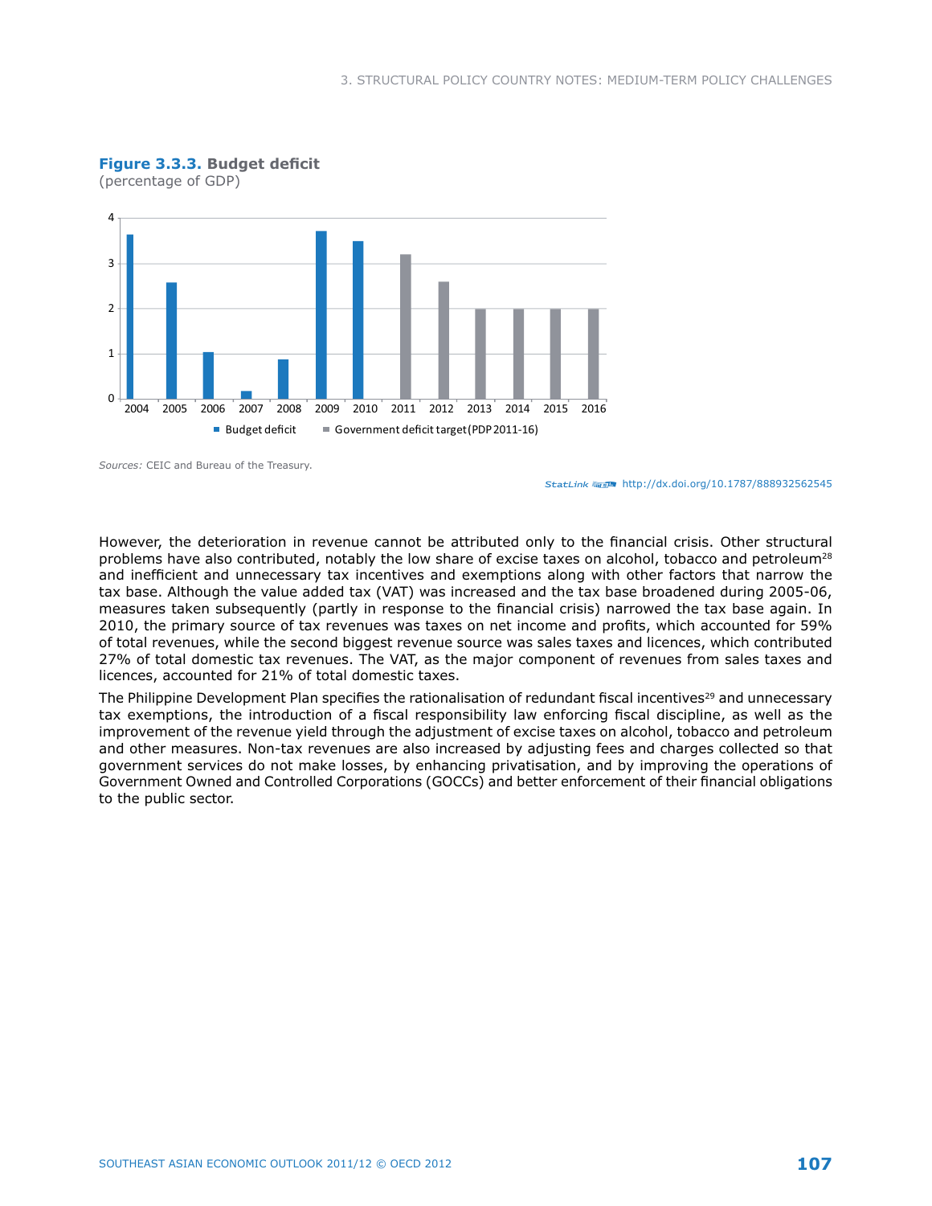**Figure 3.3.3. Budget deficit**
(percentage of GDP)

*Sources:* CEIC and Bureau of the Treasury.

StatLink http://dx.doi.org/10.1787/888932562545

However, the deterioration in revenue cannot be attributed only to the financial crisis. Other structural problems have also contributed, notably the low share of excise taxes on alcohol, tobacco and petroleum[28] and inefficient and unnecessary tax incentives and exemptions along with other factors that narrow the tax base. Although the value added tax (VAT) was increased and the tax base broadened during 2005-06, measures taken subsequently (partly in response to the financial crisis) narrowed the tax base again. In 2010, the primary source of tax revenues was taxes on net income and profits, which accounted for 59% of total revenues, while the second biggest revenue source was sales taxes and licences, which contributed 27% of total domestic tax revenues. The VAT, as the major component of revenues from sales taxes and licences, accounted for 21% of total domestic taxes.

The Philippine Development Plan specifies the rationalisation of redundant fiscal incentives[29] and unnecessary tax exemptions, the introduction of a fiscal responsibility law enforcing fiscal discipline, as well as the improvement of the revenue yield through the adjustment of excise taxes on alcohol, tobacco and petroleum and other measures. Non-tax revenues are also increased by adjusting fees and charges collected so that government services do not make losses, by enhancing privatisation, and by improving the operations of Government Owned and Controlled Corporations (GOCCs) and better enforcement of their financial obligations to the public sector.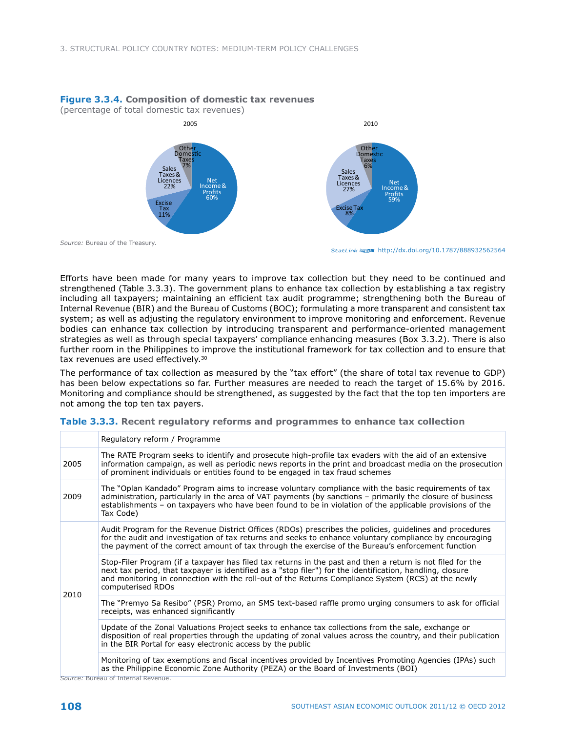**Figure 3.3.4. Composition of domestic tax revenues**
(percentage of total domestic tax revenues)

2005

Other Domestic Taxes 7%
Sales Taxes & Licences 22%
Excise Tax 11%
Net Income & Profits 60%

2010

Other Domestic Taxes 6%
Sales Taxes & Licences 27%
Excise Tax 8%
Net Income & Profits 59%

*Source:* Bureau of the Treasury.

StatLink http://dx.doi.org/10.1787/888932562564

Efforts have been made for many years to improve tax collection but they need to be continued and strengthened (Table 3.3.3). The government plans to enhance tax collection by establishing a tax registry including all taxpayers; maintaining an efficient tax audit programme; strengthening both the Bureau of Internal Revenue (BIR) and the Bureau of Customs (BOC); formulating a more transparent and consistent tax system; as well as adjusting the regulatory environment to improve monitoring and enforcement. Revenue bodies can enhance tax collection by introducing transparent and performance-oriented management strategies as well as through special taxpayers' compliance enhancing measures (Box 3.3.2). There is also further room in the Philippines to improve the institutional framework for tax collection and to ensure that tax revenues are used effectively.[30]

The performance of tax collection as measured by the "tax effort" (the share of total tax revenue to GDP) has been below expectations so far. Further measures are needed to reach the target of 15.6% by 2016. Monitoring and compliance should be strengthened, as suggested by the fact that the top ten importers are not among the top ten tax payers.

**Table 3.3.3. Recent regulatory reforms and programmes to enhance tax collection**

| | Regulatory reform / Programme |
|---|---|
| 2005 | The RATE Program seeks to identify and prosecute high-profile tax evaders with the aid of an extensive information campaign, as well as periodic news reports in the print and broadcast media on the prosecution of prominent individuals or entities found to be engaged in tax fraud schemes |
| 2009 | The "Oplan Kandado" Program aims to increase voluntary compliance with the basic requirements of tax administration, particularly in the area of VAT payments (by sanctions – primarily the closure of business establishments – on taxpayers who have been found to be in violation of the applicable provisions of the Tax Code) |
| 2010 | Audit Program for the Revenue District Offices (RDOs) prescribes the policies, guidelines and procedures for the audit and investigation of tax returns and seeks to enhance voluntary compliance by encouraging the payment of the correct amount of tax through the exercise of the Bureau's enforcement function |
| | Stop-Filer Program (if a taxpayer has filed tax returns in the past and then a return is not filed for the next tax period, that taxpayer is identified as a "stop filer") for the identification, handling, closure and monitoring in connection with the roll-out of the Returns Compliance System (RCS) at the newly computerised RDOs |
| | The "Premyo Sa Resibo" (PSR) Promo, an SMS text-based raffle promo urging consumers to ask for official receipts, was enhanced significantly |
| | Update of the Zonal Valuations Project seeks to enhance tax collections from the sale, exchange or disposition of real properties through the updating of zonal values across the country, and their publication in the BIR Portal for easy electronic access by the public |
| | Monitoring of tax exemptions and fiscal incentives provided by Incentives Promoting Agencies (IPAs) such as the Philippine Economic Zone Authority (PEZA) or the Board of Investments (BOI) |

*Source:* Bureau of Internal Revenue.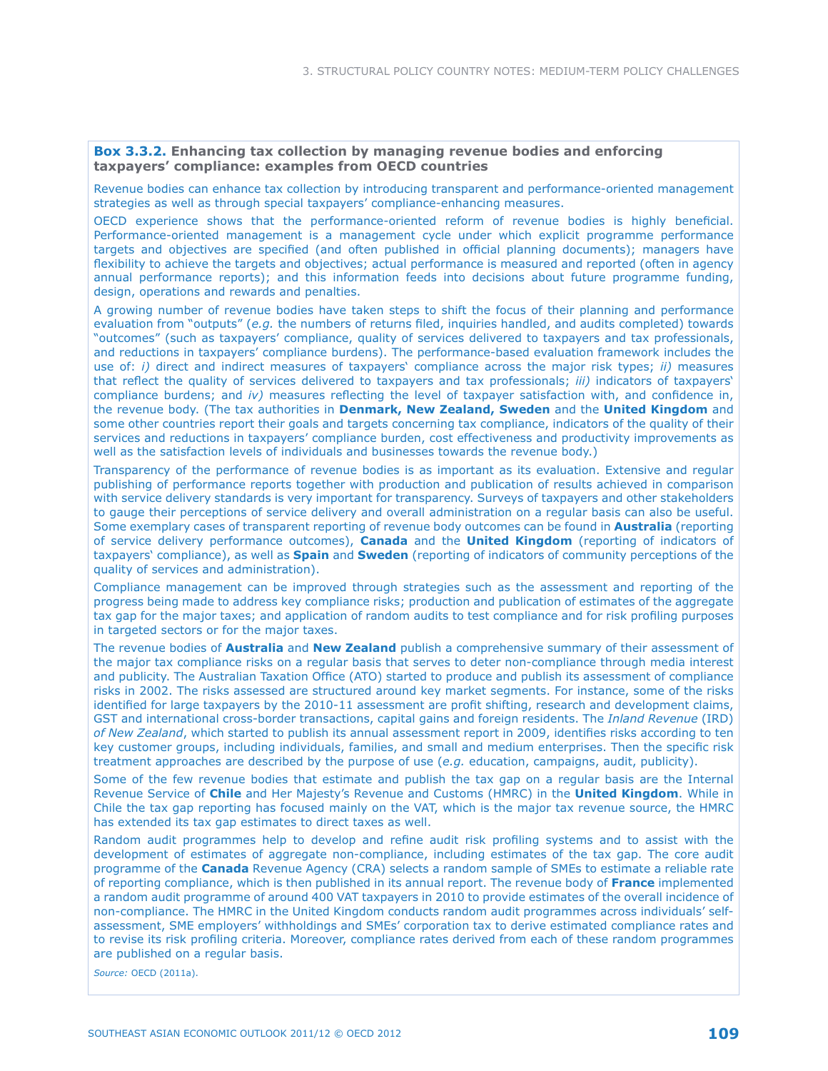**Box 3.3.2. Enhancing tax collection by managing revenue bodies and enforcing taxpayers' compliance: examples from OECD countries**

Revenue bodies can enhance tax collection by introducing transparent and performance-oriented management strategies as well as through special taxpayers' compliance-enhancing measures.

OECD experience shows that the performance-oriented reform of revenue bodies is highly beneficial. Performance-oriented management is a management cycle under which explicit programme performance targets and objectives are specified (and often published in official planning documents); managers have flexibility to achieve the targets and objectives; actual performance is measured and reported (often in agency annual performance reports); and this information feeds into decisions about future programme funding, design, operations and rewards and penalties.

A growing number of revenue bodies have taken steps to shift the focus of their planning and performance evaluation from "outputs" (*e.g.* the numbers of returns filed, inquiries handled, and audits completed) towards "outcomes" (such as taxpayers' compliance, quality of services delivered to taxpayers and tax professionals, and reductions in taxpayers' compliance burdens). The performance-based evaluation framework includes the use of: *i)* direct and indirect measures of taxpayers' compliance across the major risk types; *ii)* measures that reflect the quality of services delivered to taxpayers and tax professionals; *iii)* indicators of taxpayers' compliance burdens; and *iv)* measures reflecting the level of taxpayer satisfaction with, and confidence in, the revenue body. (The tax authorities in **Denmark, New Zealand, Sweden** and the **United Kingdom** and some other countries report their goals and targets concerning tax compliance, indicators of the quality of their services and reductions in taxpayers' compliance burden, cost effectiveness and productivity improvements as well as the satisfaction levels of individuals and businesses towards the revenue body.)

Transparency of the performance of revenue bodies is as important as its evaluation. Extensive and regular publishing of performance reports together with production and publication of results achieved in comparison with service delivery standards is very important for transparency. Surveys of taxpayers and other stakeholders to gauge their perceptions of service delivery and overall administration on a regular basis can also be useful. Some exemplary cases of transparent reporting of revenue body outcomes can be found in **Australia** (reporting of service delivery performance outcomes), **Canada** and the **United Kingdom** (reporting of indicators of taxpayers' compliance), as well as **Spain** and **Sweden** (reporting of indicators of community perceptions of the quality of services and administration).

Compliance management can be improved through strategies such as the assessment and reporting of the progress being made to address key compliance risks; production and publication of estimates of the aggregate tax gap for the major taxes; and application of random audits to test compliance and for risk profiling purposes in targeted sectors or for the major taxes.

The revenue bodies of **Australia** and **New Zealand** publish a comprehensive summary of their assessment of the major tax compliance risks on a regular basis that serves to deter non-compliance through media interest and publicity. The Australian Taxation Office (ATO) started to produce and publish its assessment of compliance risks in 2002. The risks assessed are structured around key market segments. For instance, some of the risks identified for large taxpayers by the 2010-11 assessment are profit shifting, research and development claims, GST and international cross-border transactions, capital gains and foreign residents. The *Inland Revenue* (IRD) *of New Zealand*, which started to publish its annual assessment report in 2009, identifies risks according to ten key customer groups, including individuals, families, and small and medium enterprises. Then the specific risk treatment approaches are described by the purpose of use (*e.g.* education, campaigns, audit, publicity).

Some of the few revenue bodies that estimate and publish the tax gap on a regular basis are the Internal Revenue Service of **Chile** and Her Majesty's Revenue and Customs (HMRC) in the **United Kingdom**. While in Chile the tax gap reporting has focused mainly on the VAT, which is the major tax revenue source, the HMRC has extended its tax gap estimates to direct taxes as well.

Random audit programmes help to develop and refine audit risk profiling systems and to assist with the development of estimates of aggregate non-compliance, including estimates of the tax gap. The core audit programme of the **Canada** Revenue Agency (CRA) selects a random sample of SMEs to estimate a reliable rate of reporting compliance, which is then published in its annual report. The revenue body of **France** implemented a random audit programme of around 400 VAT taxpayers in 2010 to provide estimates of the overall incidence of non-compliance. The HMRC in the United Kingdom conducts random audit programmes across individuals' self-assessment, SME employers' withholdings and SMEs' corporation tax to derive estimated compliance rates and to revise its risk profiling criteria. Moreover, compliance rates derived from each of these random programmes are published on a regular basis.

*Source:* OECD (2011a).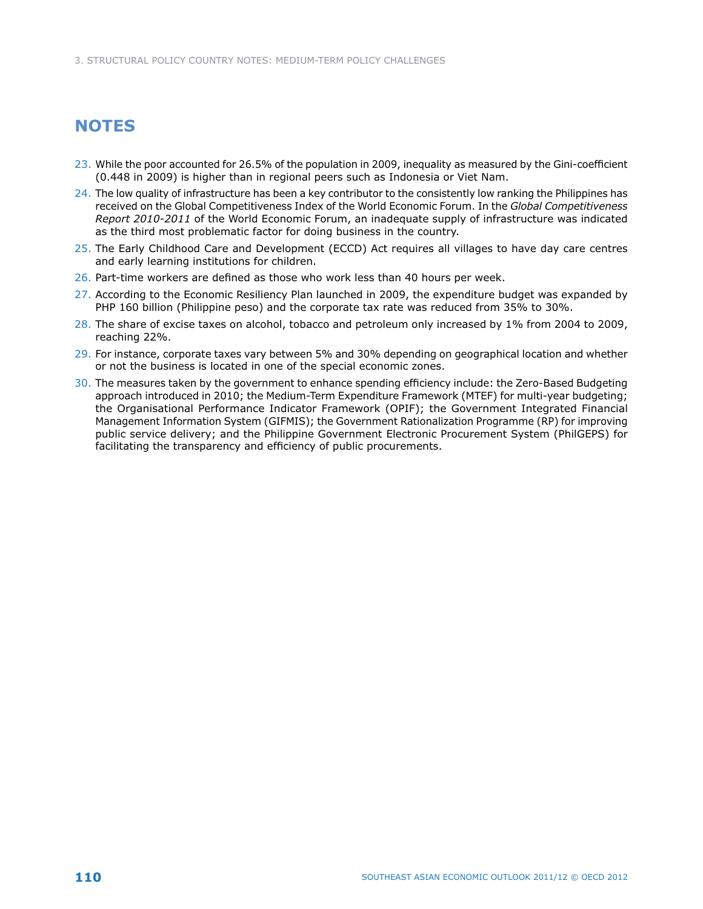## NOTES

23. While the poor accounted for 26.5% of the population in 2009, inequality as measured by the Gini-coefficient (0.448 in 2009) is higher than in regional peers such as Indonesia or Viet Nam.
24. The low quality of infrastructure has been a key contributor to the consistently low ranking the Philippines has received on the Global Competitiveness Index of the World Economic Forum. In the *Global Competitiveness Report 2010-2011* of the World Economic Forum, an inadequate supply of infrastructure was indicated as the third most problematic factor for doing business in the country.
25. The Early Childhood Care and Development (ECCD) Act requires all villages to have day care centres and early learning institutions for children.
26. Part-time workers are defined as those who work less than 40 hours per week.
27. According to the Economic Resiliency Plan launched in 2009, the expenditure budget was expanded by PHP 160 billion (Philippine peso) and the corporate tax rate was reduced from 35% to 30%.
28. The share of excise taxes on alcohol, tobacco and petroleum only increased by 1% from 2004 to 2009, reaching 22%.
29. For instance, corporate taxes vary between 5% and 30% depending on geographical location and whether or not the business is located in one of the special economic zones.
30. The measures taken by the government to enhance spending efficiency include: the Zero-Based Budgeting approach introduced in 2010; the Medium-Term Expenditure Framework (MTEF) for multi-year budgeting; the Organisational Performance Indicator Framework (OPIF); the Government Integrated Financial Management Information System (GIFMIS); the Government Rationalization Programme (RP) for improving public service delivery; and the Philippine Government Electronic Procurement System (PhilGEPS) for facilitating the transparency and efficiency of public procurements.